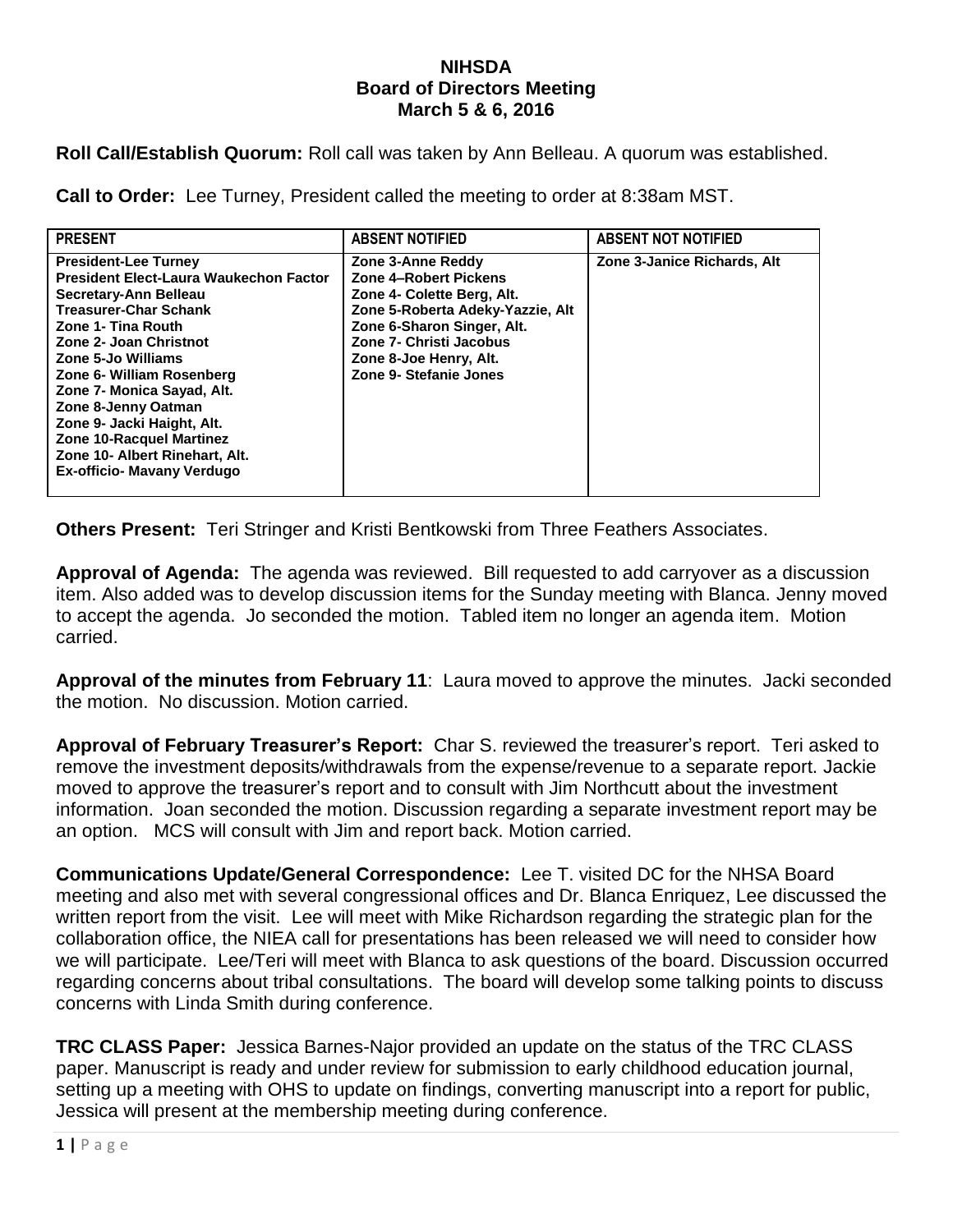# NIHSDA
## Board of Directors Meeting
## March 5 & 6, 2016

**Roll Call/Establish Quorum:** Roll call was taken by Ann Belleau. A quorum was established.

**Call to Order:** Lee Turney, President called the meeting to order at 8:38am MST.

| PRESENT | ABSENT NOTIFIED | ABSENT NOT NOTIFIED |
|---|---|---|
| President-Lee Turney | Zone 3-Anne Reddy | Zone 3-Janice Richards, Alt |
| President Elect-Laura Waukechon Factor | Zone 4–Robert Pickens | |
| Secretary-Ann Belleau | Zone 4- Colette Berg, Alt. | |
| Treasurer-Char Schank | Zone 5-Roberta Adeky-Yazzie, Alt | |
| Zone 1- Tina Routh | Zone 6-Sharon Singer, Alt. | |
| Zone 2- Joan Christnot | Zone 7- Christi Jacobus | |
| Zone 5-Jo Williams | Zone 8-Joe Henry, Alt. | |
| Zone 6- William Rosenberg | Zone 9- Stefanie Jones | |
| Zone 7- Monica Sayad, Alt. | | |
| Zone 8-Jenny Oatman | | |
| Zone 9- Jacki Haight, Alt. | | |
| Zone 10-Racquel Martinez | | |
| Zone 10- Albert Rinehart, Alt. | | |
| Ex-officio- Mavany Verdugo | | |

**Others Present:** Teri Stringer and Kristi Bentkowski from Three Feathers Associates.

**Approval of Agenda:** The agenda was reviewed. Bill requested to add carryover as a discussion item. Also added was to develop discussion items for the Sunday meeting with Blanca. Jenny moved to accept the agenda. Jo seconded the motion. Tabled item no longer an agenda item. Motion carried.

**Approval of the minutes from February 11**: Laura moved to approve the minutes. Jacki seconded the motion. No discussion. Motion carried.

**Approval of February Treasurer's Report:** Char S. reviewed the treasurer's report. Teri asked to remove the investment deposits/withdrawals from the expense/revenue to a separate report. Jackie moved to approve the treasurer's report and to consult with Jim Northcutt about the investment information. Joan seconded the motion. Discussion regarding a separate investment report may be an option. MCS will consult with Jim and report back. Motion carried.

**Communications Update/General Correspondence:** Lee T. visited DC for the NHSA Board meeting and also met with several congressional offices and Dr. Blanca Enriquez, Lee discussed the written report from the visit. Lee will meet with Mike Richardson regarding the strategic plan for the collaboration office, the NIEA call for presentations has been released we will need to consider how we will participate. Lee/Teri will meet with Blanca to ask questions of the board. Discussion occurred regarding concerns about tribal consultations. The board will develop some talking points to discuss concerns with Linda Smith during conference.

**TRC CLASS Paper:** Jessica Barnes-Najor provided an update on the status of the TRC CLASS paper. Manuscript is ready and under review for submission to early childhood education journal, setting up a meeting with OHS to update on findings, converting manuscript into a report for public, Jessica will present at the membership meeting during conference.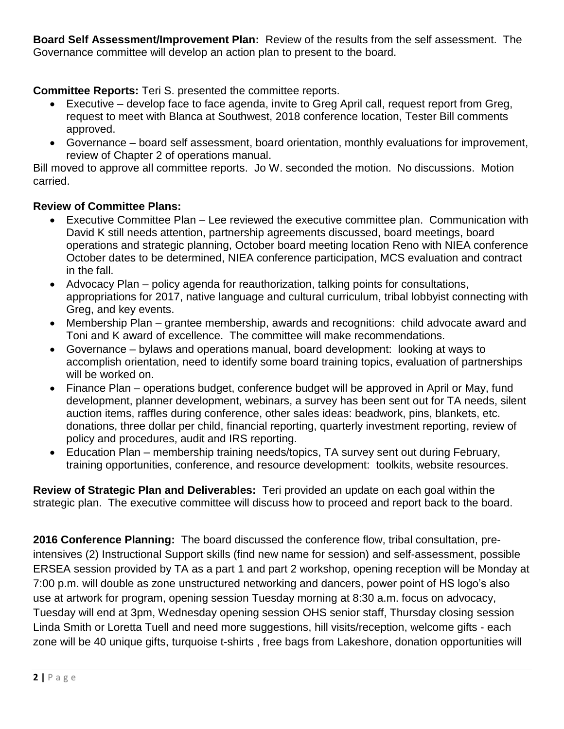**Board Self Assessment/Improvement Plan:** Review of the results from the self assessment. The Governance committee will develop an action plan to present to the board.

**Committee Reports:** Teri S. presented the committee reports.

- Executive – develop face to face agenda, invite to Greg April call, request report from Greg, request to meet with Blanca at Southwest, 2018 conference location, Tester Bill comments approved.
- Governance – board self assessment, board orientation, monthly evaluations for improvement, review of Chapter 2 of operations manual.

Bill moved to approve all committee reports. Jo W. seconded the motion. No discussions. Motion carried.

**Review of Committee Plans:**

- Executive Committee Plan – Lee reviewed the executive committee plan. Communication with David K still needs attention, partnership agreements discussed, board meetings, board operations and strategic planning, October board meeting location Reno with NIEA conference October dates to be determined, NIEA conference participation, MCS evaluation and contract in the fall.
- Advocacy Plan – policy agenda for reauthorization, talking points for consultations, appropriations for 2017, native language and cultural curriculum, tribal lobbyist connecting with Greg, and key events.
- Membership Plan – grantee membership, awards and recognitions: child advocate award and Toni and K award of excellence. The committee will make recommendations.
- Governance – bylaws and operations manual, board development: looking at ways to accomplish orientation, need to identify some board training topics, evaluation of partnerships will be worked on.
- Finance Plan – operations budget, conference budget will be approved in April or May, fund development, planner development, webinars, a survey has been sent out for TA needs, silent auction items, raffles during conference, other sales ideas: beadwork, pins, blankets, etc. donations, three dollar per child, financial reporting, quarterly investment reporting, review of policy and procedures, audit and IRS reporting.
- Education Plan – membership training needs/topics, TA survey sent out during February, training opportunities, conference, and resource development: toolkits, website resources.

**Review of Strategic Plan and Deliverables:** Teri provided an update on each goal within the strategic plan. The executive committee will discuss how to proceed and report back to the board.

**2016 Conference Planning:** The board discussed the conference flow, tribal consultation, pre-intensives (2) Instructional Support skills (find new name for session) and self-assessment, possible ERSEA session provided by TA as a part 1 and part 2 workshop, opening reception will be Monday at 7:00 p.m. will double as zone unstructured networking and dancers, power point of HS logo's also use at artwork for program, opening session Tuesday morning at 8:30 a.m. focus on advocacy, Tuesday will end at 3pm, Wednesday opening session OHS senior staff, Thursday closing session Linda Smith or Loretta Tuell and need more suggestions, hill visits/reception, welcome gifts - each zone will be 40 unique gifts, turquoise t-shirts , free bags from Lakeshore, donation opportunities will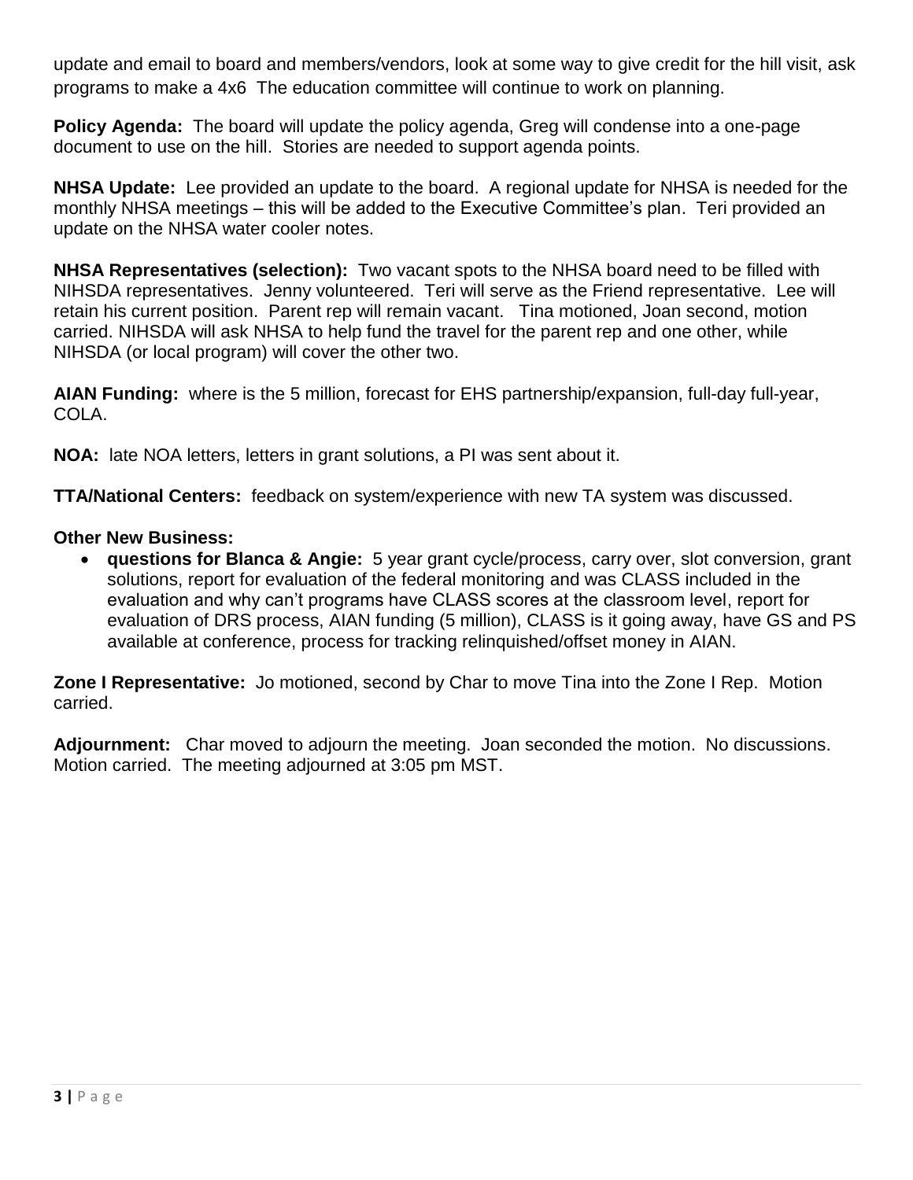update and email to board and members/vendors, look at some way to give credit for the hill visit, ask programs to make a 4x6 The education committee will continue to work on planning.

**Policy Agenda:** The board will update the policy agenda, Greg will condense into a one-page document to use on the hill. Stories are needed to support agenda points.

**NHSA Update:** Lee provided an update to the board. A regional update for NHSA is needed for the monthly NHSA meetings – this will be added to the Executive Committee's plan. Teri provided an update on the NHSA water cooler notes.

**NHSA Representatives (selection):** Two vacant spots to the NHSA board need to be filled with NIHSDA representatives. Jenny volunteered. Teri will serve as the Friend representative. Lee will retain his current position. Parent rep will remain vacant. Tina motioned, Joan second, motion carried. NIHSDA will ask NHSA to help fund the travel for the parent rep and one other, while NIHSDA (or local program) will cover the other two.

**AIAN Funding:** where is the 5 million, forecast for EHS partnership/expansion, full-day full-year, COLA.

**NOA:** late NOA letters, letters in grant solutions, a PI was sent about it.

**TTA/National Centers:** feedback on system/experience with new TA system was discussed.

**Other New Business:**

- **questions for Blanca & Angie:** 5 year grant cycle/process, carry over, slot conversion, grant solutions, report for evaluation of the federal monitoring and was CLASS included in the evaluation and why can't programs have CLASS scores at the classroom level, report for evaluation of DRS process, AIAN funding (5 million), CLASS is it going away, have GS and PS available at conference, process for tracking relinquished/offset money in AIAN.

**Zone I Representative:** Jo motioned, second by Char to move Tina into the Zone I Rep. Motion carried.

**Adjournment:** Char moved to adjourn the meeting. Joan seconded the motion. No discussions. Motion carried. The meeting adjourned at 3:05 pm MST.